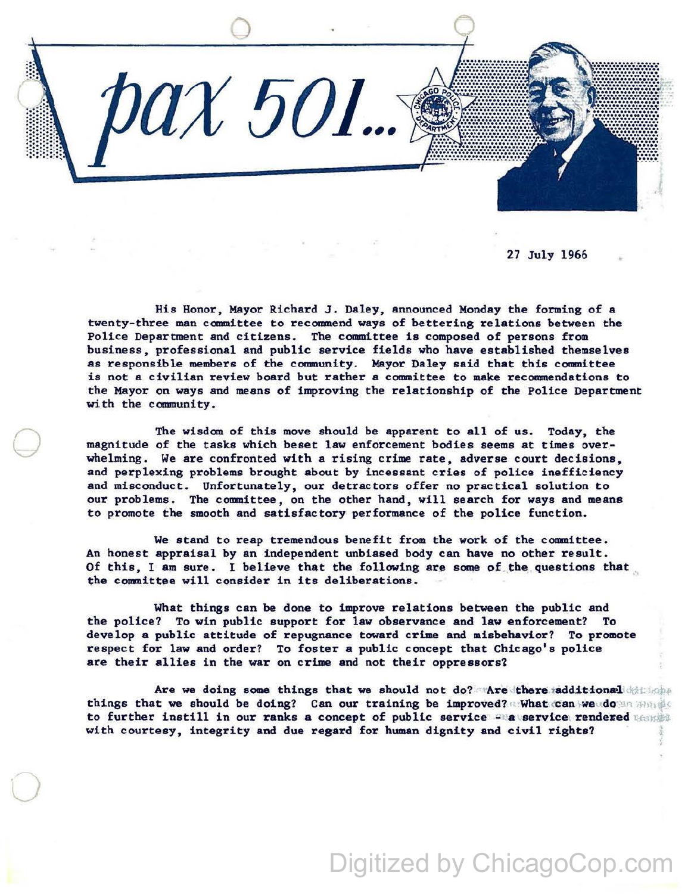# pax 501...

27 July 1966

His Honor, Mayor Richard J. Daley, announced Monday the forming of a twenty-three man committee to recommend ways of bettering relations between the Police Department and citizens. The committee is composed of persons from business, professional and public service fields who have established themselves as responsible members of the community. Mayor Daley said that this committee is not a civilian review board but rather a committee to make recommendations to the Mayor on ways and means of improving the relationship of the Police Department with the community.

The wisdom of this move should be apparent to all of us. Today, the magnitude of the tasks which beset law enforcement bodies seems at times overwhelming. We are confronted with a rising crime rate, adverse court decisions, and perplexing problems brought about by incessant cries of police inefficiency and misconduct. Unfortunately, our detractors offer no practical solution to our problems. The committee, on the other hand, will search for ways and means to promote the smooth and satisfactory performance of the police function.

We stand to reap tremendous benefit from the work of the committee. An honest appraisal by an independent unbiased body can have no other result. Of this, I am sure. I believe that the following are some of the questions that the committee will consider in its deliberations.

What things can be done to improve relations between the public and the police? To win public support for law observance and law enforcement? To develop a public attitude of repugnance toward crime and misbehavior? To promote respect for law and order? To foster a public concept that Chicago's police are their allies in the war on crime and not their oppressors?

Are we doing some things that we should not do? Are there additional things that we should be doing? Can our training be improved? What can we do to further instill in our ranks a concept of public service - a service rendered with courtesy, integrity and due regard for human dignity and civil rights?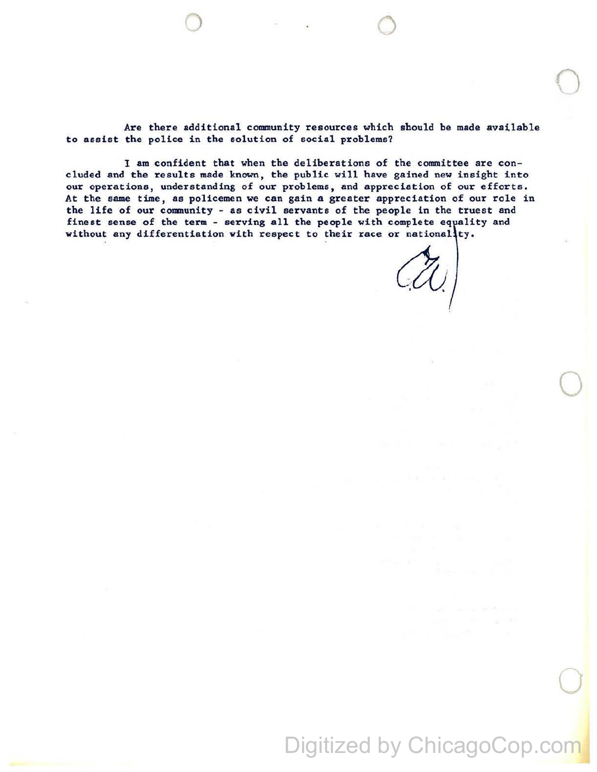Are there additional community resources which should be made available to assist the police in the solution of social problems?

I am confident that when the deliberations of the committee are concluded and the results made known, the public will have gained new insight into our operations, understanding of our problems, and appreciation of our efforts. At the same time, as policemen we can gain a greater appreciation of our role in the life of our community - as civil servants of the people in the truest and finest sense of the term - serving all the people with complete equality and without any differentiation with respect to their race or nationality.